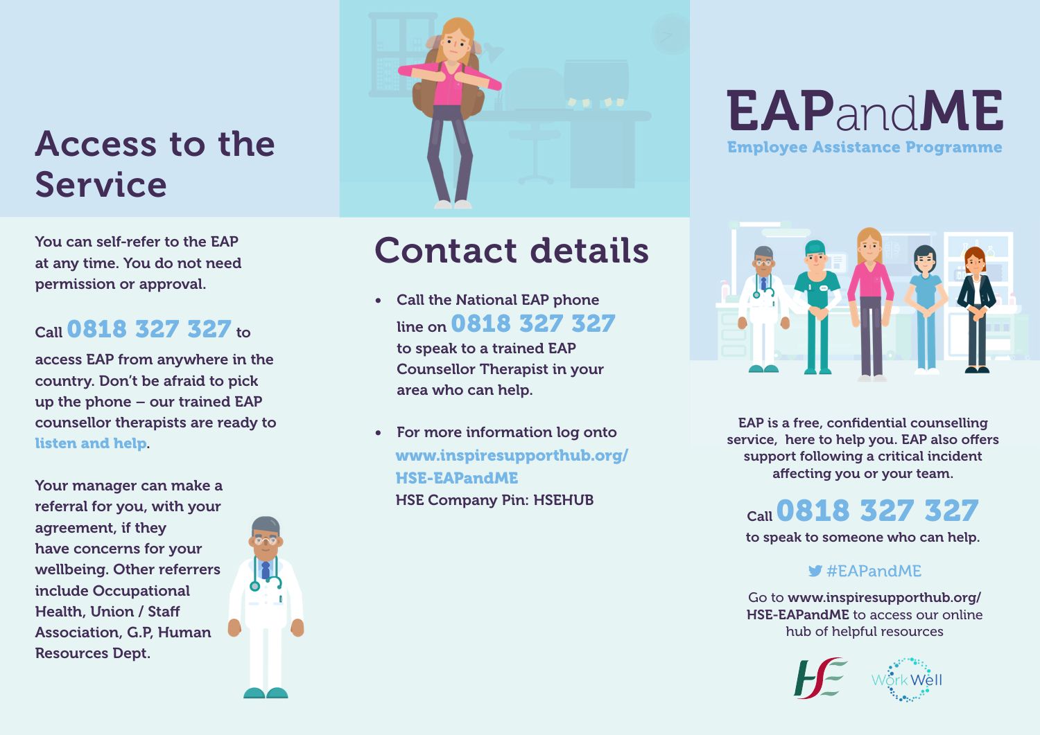# Access to the Service

You can self-refer to the EAP at any time. You do not need permission or approval.

Call **0818 327 327** to access EAP from anywhere in the country. Don't be afraid to pick up the phone – our trained EAP counsellor therapists are ready to **listen and help**.

Your manager can make a referral for you, with your agreement, if they have concerns for your wellbeing. Other referrers include Occupational Health, Union / Staff Association, G.P, Human Resources Dept.

# Contact details

- Call the National EAP phone line on **0818 327 327** to speak to a trained EAP Counsellor Therapist in your area who can help.
- For more information log onto **www.inspiresupporthub.org/HSE-EAPandME**
  HSE Company Pin: HSEHUB

# EAPandME

## Employee Assistance Programme

EAP is a free, confidential counselling service, here to help you. EAP also offers support following a critical incident affecting you or your team.

Call **0818 327 327** to speak to someone who can help.

#EAPandME

Go to **www.inspiresupporthub.org/HSE-EAPandME** to access our online hub of helpful resources

HSE WorkWell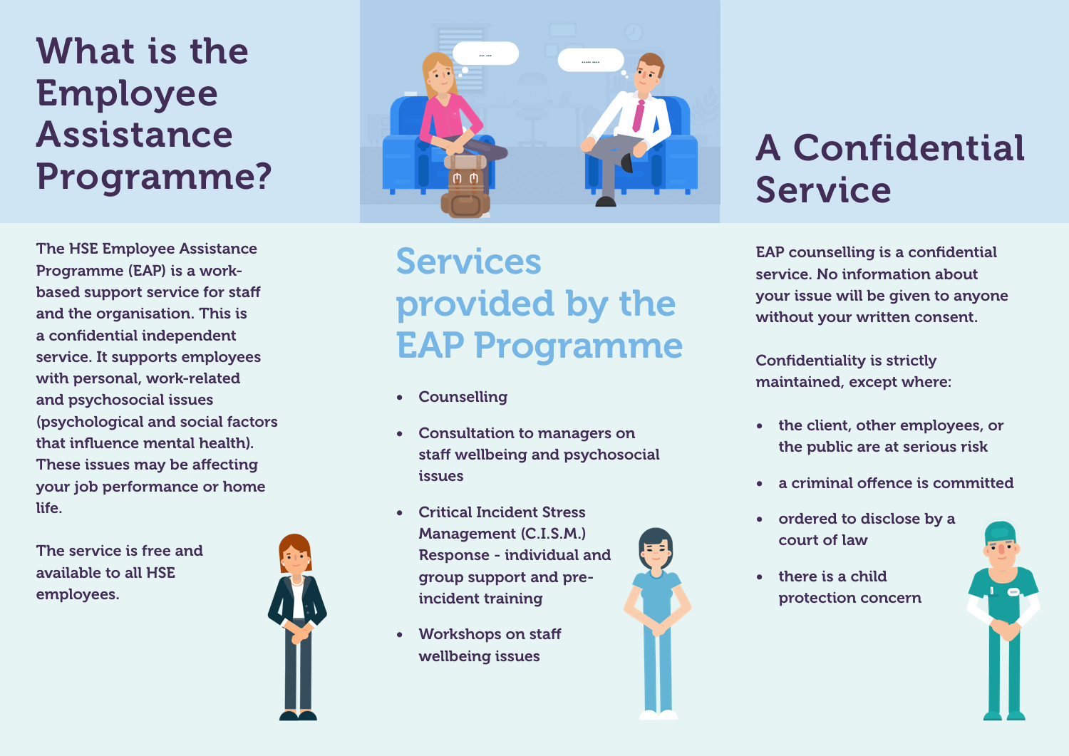# What is the Employee Assistance Programme?

The HSE Employee Assistance Programme (EAP) is a work-based support service for staff and the organisation. This is a confidential independent service. It supports employees with personal, work-related and psychosocial issues (psychological and social factors that influence mental health). These issues may be affecting your job performance or home life.

The service is free and available to all HSE employees.

# Services provided by the EAP Programme

- Counselling
- Consultation to managers on staff wellbeing and psychosocial issues
- Critical Incident Stress Management (C.I.S.M.) Response - individual and group support and pre-incident training
- Workshops on staff wellbeing issues

# A Confidential Service

EAP counselling is a confidential service. No information about your issue will be given to anyone without your written consent.

Confidentiality is strictly maintained, except where:

- the client, other employees, or the public are at serious risk
- a criminal offence is committed
- ordered to disclose by a court of law
- there is a child protection concern